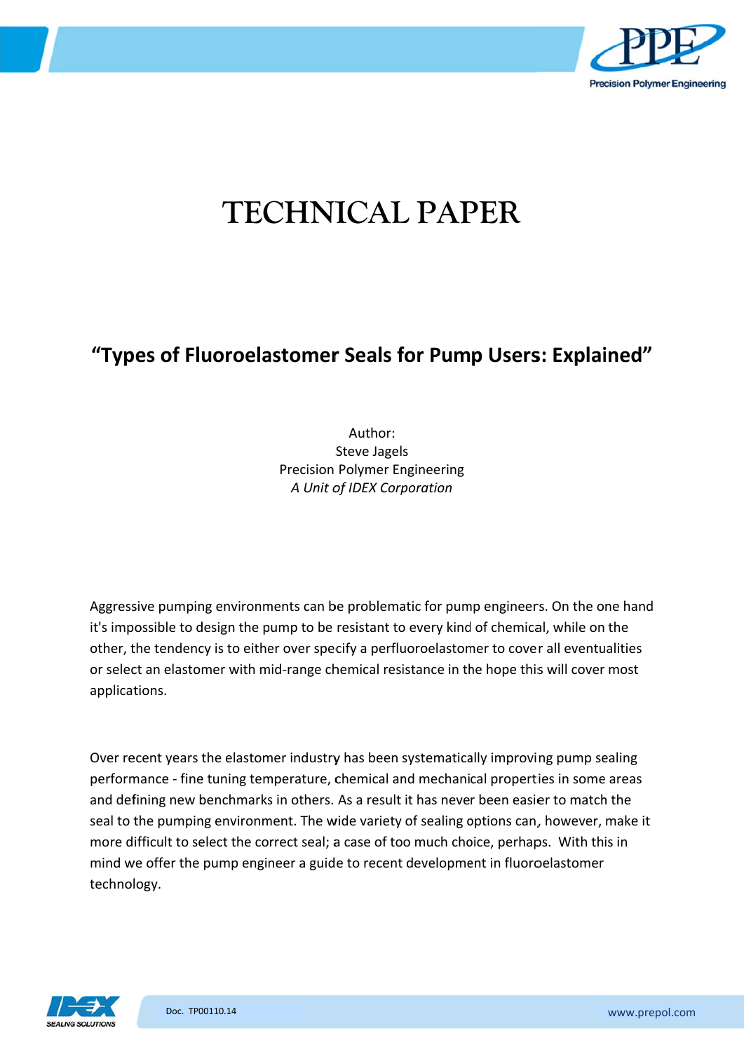# TECHNICAL PAPER

## "Types of Fluoroelastomer Seals for Pump Users: Explained"

Author:
Steve Jagels
Precision Polymer Engineering
*A Unit of IDEX Corporation*

Aggressive pumping environments can be problematic for pump engineers. On the one hand it's impossible to design the pump to be resistant to every kind of chemical, while on the other, the tendency is to either over specify a perfluoroelastomer to cover all eventualities or select an elastomer with mid-range chemical resistance in the hope this will cover most applications.

Over recent years the elastomer industry has been systematically improving pump sealing performance - fine tuning temperature, chemical and mechanical properties in some areas and defining new benchmarks in others. As a result it has never been easier to match the seal to the pumping environment. The wide variety of sealing options can, however, make it more difficult to select the correct seal; a case of too much choice, perhaps. With this in mind we offer the pump engineer a guide to recent development in fluoroelastomer technology.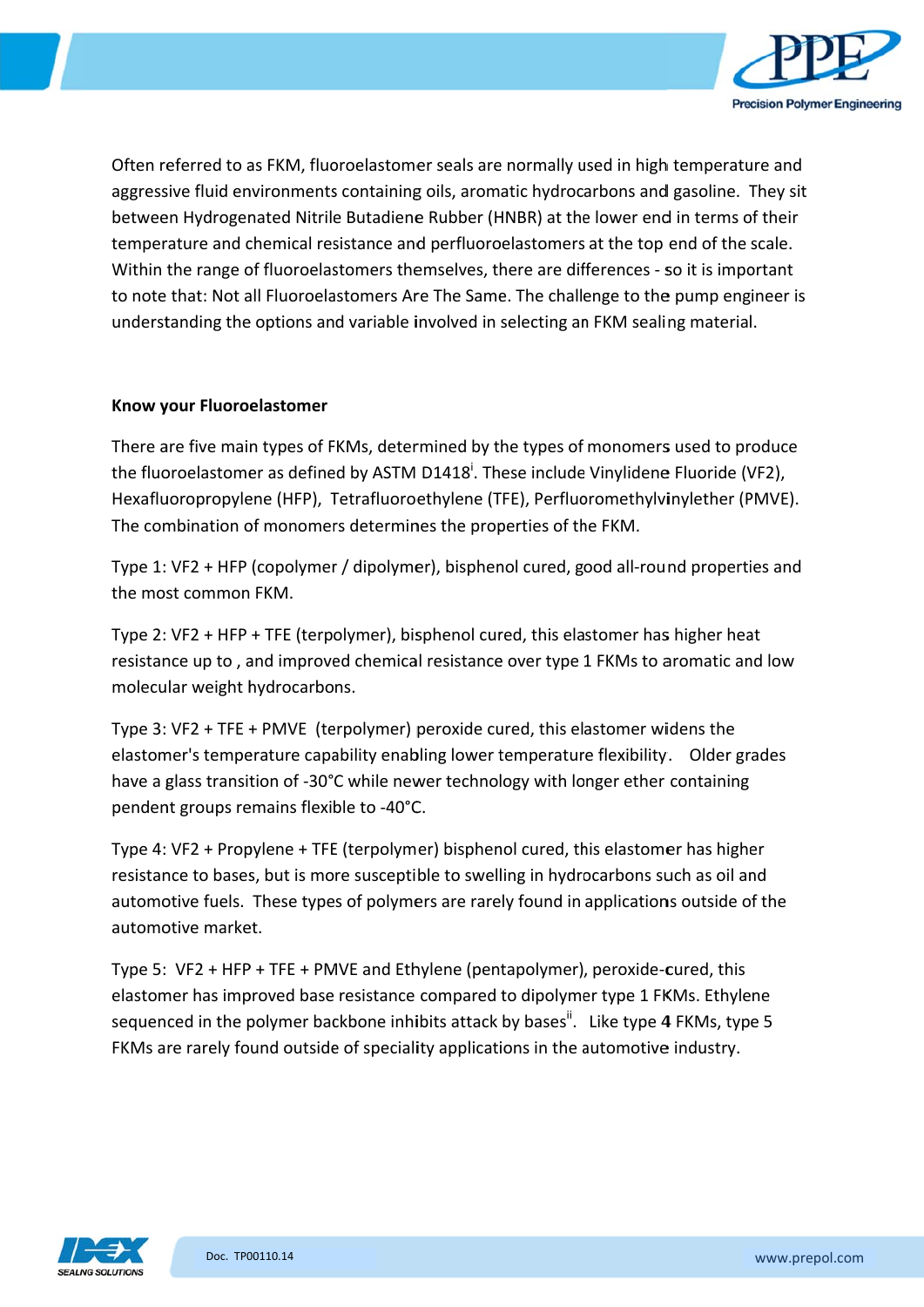Often referred to as FKM, fluoroelastomer seals are normally used in high temperature and aggressive fluid environments containing oils, aromatic hydrocarbons and gasoline. They sit between Hydrogenated Nitrile Butadiene Rubber (HNBR) at the lower end in terms of their temperature and chemical resistance and perfluoroelastomers at the top end of the scale. Within the range of fluoroelastomers themselves, there are differences - so it is important to note that: Not all Fluoroelastomers Are The Same. The challenge to the pump engineer is understanding the options and variable involved in selecting an FKM sealing material.

**Know your Fluoroelastomer**

There are five main types of FKMs, determined by the types of monomers used to produce the fluoroelastomer as defined by ASTM D1418[i]. These include Vinylidene Fluoride (VF2), Hexafluoropropylene (HFP), Tetrafluoroethylene (TFE), Perfluoromethylvinylether (PMVE). The combination of monomers determines the properties of the FKM.

Type 1: VF2 + HFP (copolymer / dipolymer), bisphenol cured, good all-round properties and the most common FKM.

Type 2: VF2 + HFP + TFE (terpolymer), bisphenol cured, this elastomer has higher heat resistance up to , and improved chemical resistance over type 1 FKMs to aromatic and low molecular weight hydrocarbons.

Type 3: VF2 + TFE + PMVE (terpolymer) peroxide cured, this elastomer widens the elastomer's temperature capability enabling lower temperature flexibility. Older grades have a glass transition of -30°C while newer technology with longer ether containing pendent groups remains flexible to -40°C.

Type 4: VF2 + Propylene + TFE (terpolymer) bisphenol cured, this elastomer has higher resistance to bases, but is more susceptible to swelling in hydrocarbons such as oil and automotive fuels. These types of polymers are rarely found in applications outside of the automotive market.

Type 5: VF2 + HFP + TFE + PMVE and Ethylene (pentapolymer), peroxide-cured, this elastomer has improved base resistance compared to dipolymer type 1 FKMs. Ethylene sequenced in the polymer backbone inhibits attack by bases[ii]. Like type **4** FKMs, type 5 FKMs are rarely found outside of speciality applications in the automotive industry.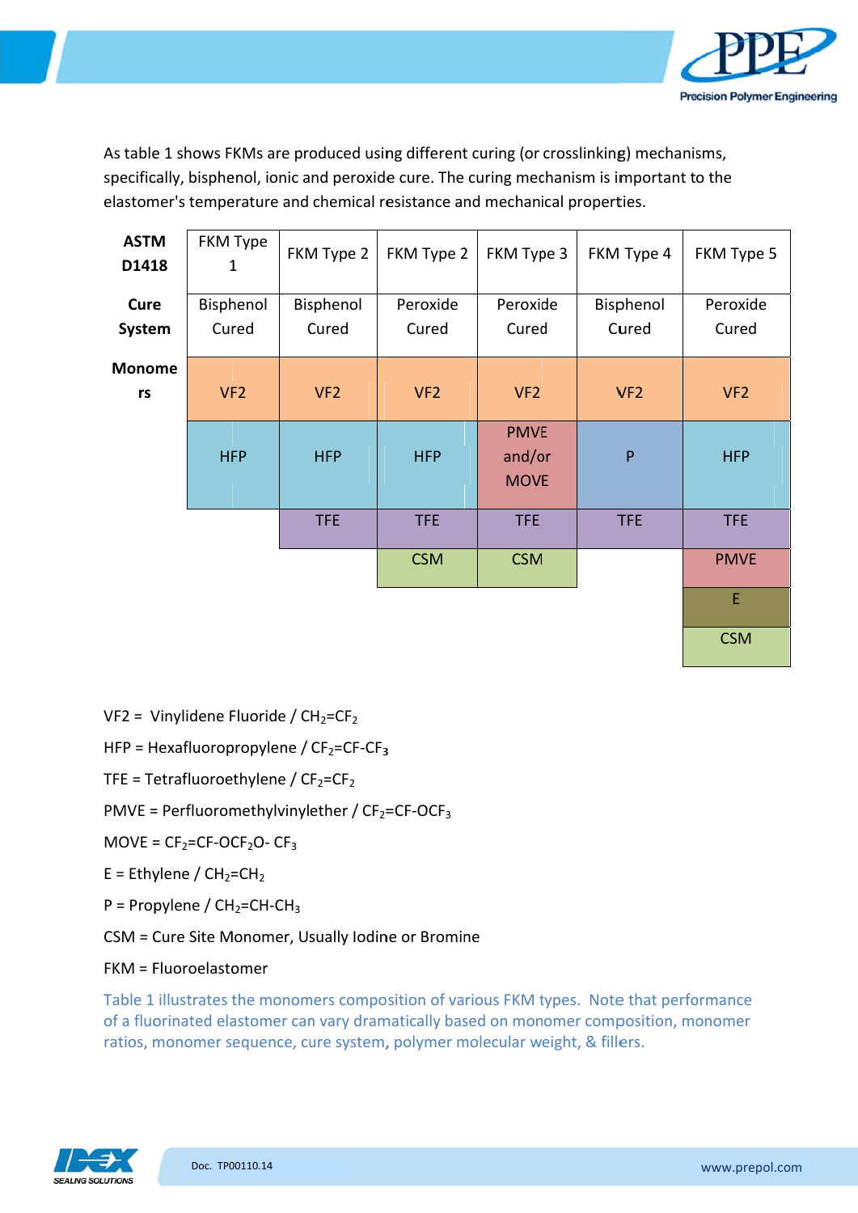As table 1 shows FKMs are produced using different curing (or crosslinking) mechanisms, specifically, bisphenol, ionic and peroxide cure. The curing mechanism is important to the elastomer's temperature and chemical resistance and mechanical properties.

| **ASTM D1418** | FKM Type 1 | FKM Type 2 | FKM Type 2 | FKM Type 3 | FKM Type 4 | FKM Type 5 |
|---|---|---|---|---|---|---|
| **Cure System** | Bisphenol Cured | Bisphenol Cured | Peroxide Cured | Peroxide Cured | Bisphenol Cured | Peroxide Cured |
| **Monomers** | VF2 | VF2 | VF2 | VF2 | VF2 | VF2 |
| | HFP | HFP | HFP | PMVE and/or MOVE | P | HFP |
| | | TFE | TFE | TFE | TFE | TFE |
| | | | CSM | CSM | | PMVE |
| | | | | | | E |
| | | | | | | CSM |

VF2 = Vinylidene Fluoride / $CH_2$=$CF_2$

HFP = Hexafluoropropylene / $CF_2$=CF-$CF_3$

TFE = Tetrafluoroethylene / $CF_2$=$CF_2$

PMVE = Perfluoromethylvinylether / $CF_2$=CF-$OCF_3$

MOVE = $CF_2$=CF-$OCF_2$O- $CF_3$

E = Ethylene / $CH_2$=$CH_2$

P = Propylene / $CH_2$=CH-$CH_3$

CSM = Cure Site Monomer, Usually Iodine or Bromine

FKM = Fluoroelastomer

Table 1 illustrates the monomers composition of various FKM types. Note that performance of a fluorinated elastomer can vary dramatically based on monomer composition, monomer ratios, monomer sequence, cure system, polymer molecular weight, & fillers.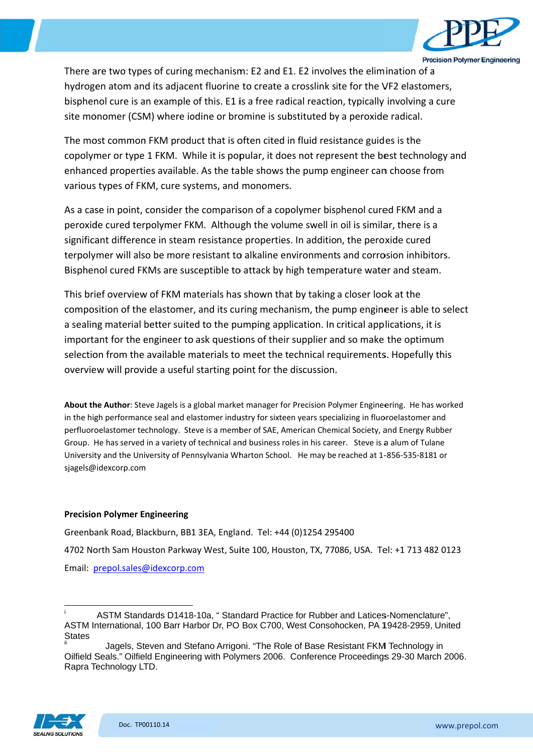There are two types of curing mechanism: E2 and E1. E2 involves the elimination of a hydrogen atom and its adjacent fluorine to create a crosslink site for the VF2 elastomers, bisphenol cure is an example of this. E1 is a free radical reaction, typically involving a cure site monomer (CSM) where iodine or bromine is substituted by a peroxide radical.

The most common FKM product that is often cited in fluid resistance guides is the copolymer or type 1 FKM. While it is popular, it does not represent the best technology and enhanced properties available. As the table shows the pump engineer can choose from various types of FKM, cure systems, and monomers.

As a case in point, consider the comparison of a copolymer bisphenol cured FKM and a peroxide cured terpolymer FKM. Although the volume swell in oil is similar, there is a significant difference in steam resistance properties. In addition, the peroxide cured terpolymer will also be more resistant to alkaline environments and corrosion inhibitors. Bisphenol cured FKMs are susceptible to attack by high temperature water and steam.

This brief overview of FKM materials has shown that by taking a closer look at the composition of the elastomer, and its curing mechanism, the pump engineer is able to select a sealing material better suited to the pumping application. In critical applications, it is important for the engineer to ask questions of their supplier and so make the optimum selection from the available materials to meet the technical requirements. Hopefully this overview will provide a useful starting point for the discussion.

**About the Author**: Steve Jagels is a global market manager for Precision Polymer Engineering. He has worked in the high performance seal and elastomer industry for sixteen years specializing in fluoroelastomer and perfluoroelastomer technology. Steve is a member of SAE, American Chemical Society, and Energy Rubber Group. He has served in a variety of technical and business roles in his career. Steve is a alum of Tulane University and the University of Pennsylvania Wharton School. He may be reached at 1-856-535-8181 or sjagels@idexcorp.com

**Precision Polymer Engineering**

Greenbank Road, Blackburn, BB1 3EA, England. Tel: +44 (0)1254 295400

4702 North Sam Houston Parkway West, Suite 100, Houston, TX, 77086, USA. Tel: +1 713 482 0123

Email: prepol.sales@idexcorp.com

---

[i] ASTM Standards D1418-10a, " Standard Practice for Rubber and Latices-Nomenclature", ASTM International, 100 Barr Harbor Dr, PO Box C700, West Consohocken, PA 19428-2959, United States

[ii] Jagels, Steven and Stefano Arrigoni. "The Role of Base Resistant FKM Technology in Oilfield Seals." Oilfield Engineering with Polymers 2006. Conference Proceedings 29-30 March 2006. Rapra Technology LTD.